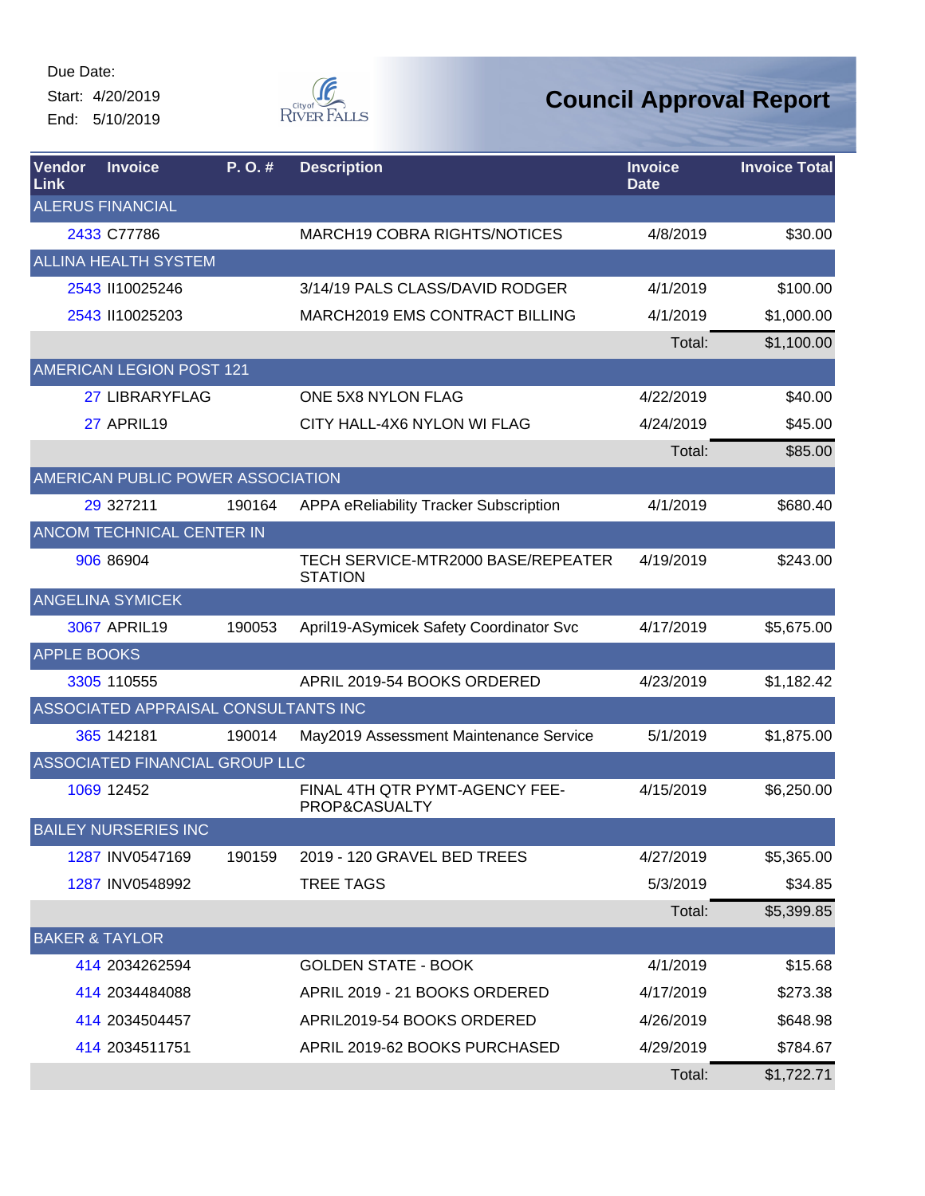Due Date:

Start: 4/20/2019

End: 5/10/2019

# Council Approval Report

| Vendor Link | Invoice | P. O. # | Description | Invoice Date | Invoice Total |
|---|---|---|---|---|---|
| ALERUS FINANCIAL | | | | | |
| 2433 | C77786 | | MARCH19 COBRA RIGHTS/NOTICES | 4/8/2019 | $30.00 |
| ALLINA HEALTH SYSTEM | | | | | |
| 2543 | II10025246 | | 3/14/19 PALS CLASS/DAVID RODGER | 4/1/2019 | $100.00 |
| 2543 | II10025203 | | MARCH2019 EMS CONTRACT BILLING | 4/1/2019 | $1,000.00 |
| | | | | Total: | $1,100.00 |
| AMERICAN LEGION POST 121 | | | | | |
| 27 | LIBRARYFLAG | | ONE 5X8 NYLON FLAG | 4/22/2019 | $40.00 |
| 27 | APRIL19 | | CITY HALL-4X6 NYLON WI FLAG | 4/24/2019 | $45.00 |
| | | | | Total: | $85.00 |
| AMERICAN PUBLIC POWER ASSOCIATION | | | | | |
| 29 | 327211 | 190164 | APPA eReliability Tracker Subscription | 4/1/2019 | $680.40 |
| ANCOM TECHNICAL CENTER IN | | | | | |
| 906 | 86904 | | TECH SERVICE-MTR2000 BASE/REPEATER STATION | 4/19/2019 | $243.00 |
| ANGELINA SYMICEK | | | | | |
| 3067 | APRIL19 | 190053 | April19-ASymicek Safety Coordinator Svc | 4/17/2019 | $5,675.00 |
| APPLE BOOKS | | | | | |
| 3305 | 110555 | | APRIL 2019-54 BOOKS ORDERED | 4/23/2019 | $1,182.42 |
| ASSOCIATED APPRAISAL CONSULTANTS INC | | | | | |
| 365 | 142181 | 190014 | May2019 Assessment Maintenance Service | 5/1/2019 | $1,875.00 |
| ASSOCIATED FINANCIAL GROUP LLC | | | | | |
| 1069 | 12452 | | FINAL 4TH QTR PYMT-AGENCY FEE-PROP&CASUALTY | 4/15/2019 | $6,250.00 |
| BAILEY NURSERIES INC | | | | | |
| 1287 | INV0547169 | 190159 | 2019 - 120 GRAVEL BED TREES | 4/27/2019 | $5,365.00 |
| 1287 | INV0548992 | | TREE TAGS | 5/3/2019 | $34.85 |
| | | | | Total: | $5,399.85 |
| BAKER & TAYLOR | | | | | |
| 414 | 2034262594 | | GOLDEN STATE - BOOK | 4/1/2019 | $15.68 |
| 414 | 2034484088 | | APRIL 2019 - 21 BOOKS ORDERED | 4/17/2019 | $273.38 |
| 414 | 2034504457 | | APRIL2019-54 BOOKS ORDERED | 4/26/2019 | $648.98 |
| 414 | 2034511751 | | APRIL 2019-62 BOOKS PURCHASED | 4/29/2019 | $784.67 |
| | | | | Total: | $1,722.71 |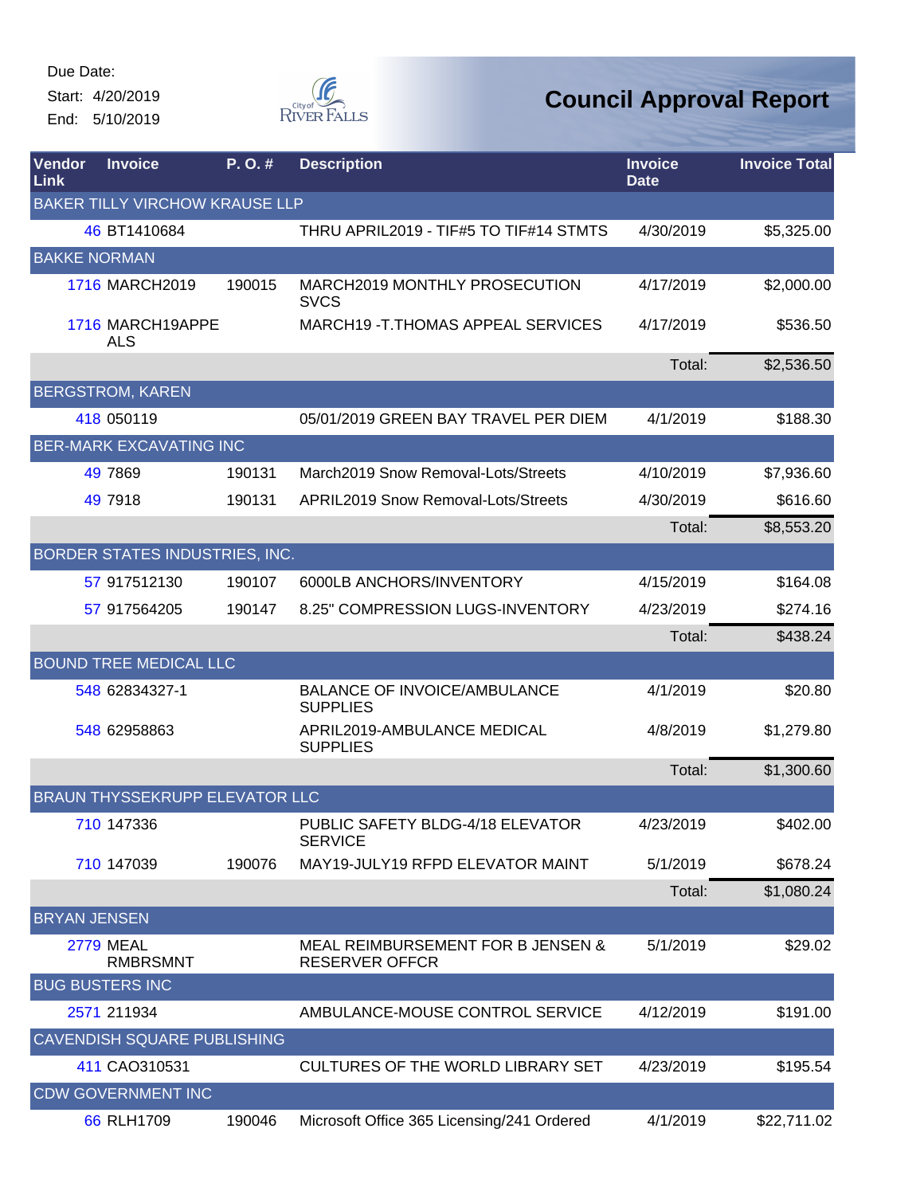Due Date:
Start: 4/20/2019
End: 5/10/2019

# Council Approval Report

| Vendor Link | Invoice | P. O. # | Description | Invoice Date | Invoice Total |
|---|---|---|---|---|---|
| BAKER TILLY VIRCHOW KRAUSE LLP | | | | | |
| 46 | BT1410684 | | THRU APRIL2019 - TIF#5 TO TIF#14 STMTS | 4/30/2019 | $5,325.00 |
| BAKKE NORMAN | | | | | |
| 1716 | MARCH2019 | 190015 | MARCH2019 MONTHLY PROSECUTION SVCS | 4/17/2019 | $2,000.00 |
| 1716 | MARCH19APPEALS | | MARCH19 -T.THOMAS APPEAL SERVICES | 4/17/2019 | $536.50 |
| | | | | Total: | $2,536.50 |
| BERGSTROM, KAREN | | | | | |
| 418 | 050119 | | 05/01/2019 GREEN BAY TRAVEL PER DIEM | 4/1/2019 | $188.30 |
| BER-MARK EXCAVATING INC | | | | | |
| 49 | 7869 | 190131 | March2019 Snow Removal-Lots/Streets | 4/10/2019 | $7,936.60 |
| 49 | 7918 | 190131 | APRIL2019 Snow Removal-Lots/Streets | 4/30/2019 | $616.60 |
| | | | | Total: | $8,553.20 |
| BORDER STATES INDUSTRIES, INC. | | | | | |
| 57 | 917512130 | 190107 | 6000LB ANCHORS/INVENTORY | 4/15/2019 | $164.08 |
| 57 | 917564205 | 190147 | 8.25" COMPRESSION LUGS-INVENTORY | 4/23/2019 | $274.16 |
| | | | | Total: | $438.24 |
| BOUND TREE MEDICAL LLC | | | | | |
| 548 | 62834327-1 | | BALANCE OF INVOICE/AMBULANCE SUPPLIES | 4/1/2019 | $20.80 |
| 548 | 62958863 | | APRIL2019-AMBULANCE MEDICAL SUPPLIES | 4/8/2019 | $1,279.80 |
| | | | | Total: | $1,300.60 |
| BRAUN THYSSEKRUPP ELEVATOR LLC | | | | | |
| 710 | 147336 | | PUBLIC SAFETY BLDG-4/18 ELEVATOR SERVICE | 4/23/2019 | $402.00 |
| 710 | 147039 | 190076 | MAY19-JULY19 RFPD ELEVATOR MAINT | 5/1/2019 | $678.24 |
| | | | | Total: | $1,080.24 |
| BRYAN JENSEN | | | | | |
| 2779 | MEAL RMBRSMNT | | MEAL REIMBURSEMENT FOR B JENSEN & RESERVER OFFCR | 5/1/2019 | $29.02 |
| BUG BUSTERS INC | | | | | |
| 2571 | 211934 | | AMBULANCE-MOUSE CONTROL SERVICE | 4/12/2019 | $191.00 |
| CAVENDISH SQUARE PUBLISHING | | | | | |
| 411 | CAO310531 | | CULTURES OF THE WORLD LIBRARY SET | 4/23/2019 | $195.54 |
| CDW GOVERNMENT INC | | | | | |
| 66 | RLH1709 | 190046 | Microsoft Office 365 Licensing/241 Ordered | 4/1/2019 | $22,711.02 |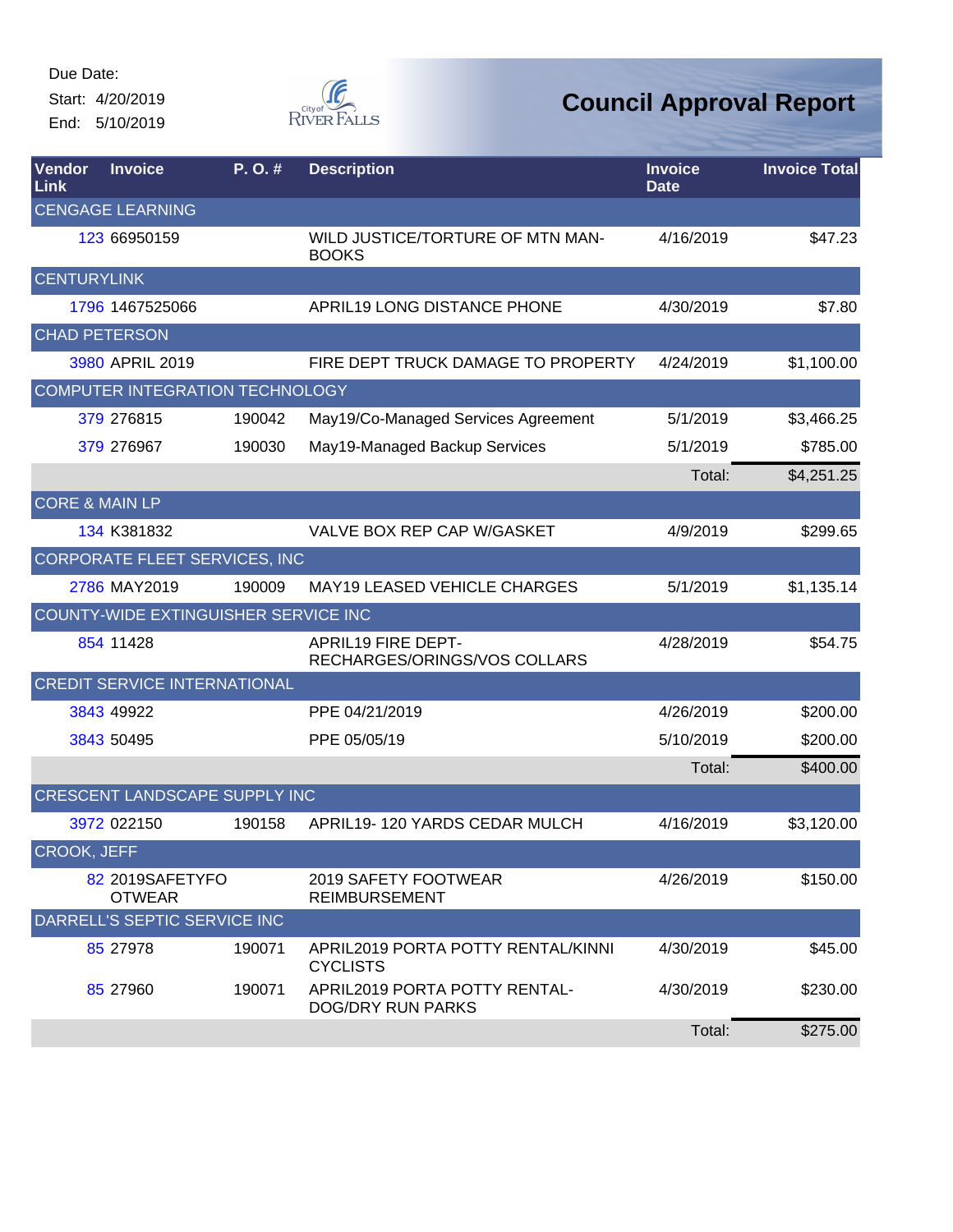Due Date:
Start: 4/20/2019
End: 5/10/2019

# Council Approval Report

| Vendor Link | Invoice | P. O. # | Description | Invoice Date | Invoice Total |
|---|---|---|---|---|---|
| CENGAGE LEARNING | | | | | |
| 123 | 66950159 | | WILD JUSTICE/TORTURE OF MTN MAN-BOOKS | 4/16/2019 | $47.23 |
| CENTURYLINK | | | | | |
| 1796 | 1467525066 | | APRIL19 LONG DISTANCE PHONE | 4/30/2019 | $7.80 |
| CHAD PETERSON | | | | | |
| 3980 | APRIL 2019 | | FIRE DEPT TRUCK DAMAGE TO PROPERTY | 4/24/2019 | $1,100.00 |
| COMPUTER INTEGRATION TECHNOLOGY | | | | | |
| 379 | 276815 | 190042 | May19/Co-Managed Services Agreement | 5/1/2019 | $3,466.25 |
| 379 | 276967 | 190030 | May19-Managed Backup Services | 5/1/2019 | $785.00 |
| | | | | Total: | $4,251.25 |
| CORE & MAIN LP | | | | | |
| 134 | K381832 | | VALVE BOX REP CAP W/GASKET | 4/9/2019 | $299.65 |
| CORPORATE FLEET SERVICES, INC | | | | | |
| 2786 | MAY2019 | 190009 | MAY19 LEASED VEHICLE CHARGES | 5/1/2019 | $1,135.14 |
| COUNTY-WIDE EXTINGUISHER SERVICE INC | | | | | |
| 854 | 11428 | | APRIL19 FIRE DEPT-RECHARGES/ORINGS/VOS COLLARS | 4/28/2019 | $54.75 |
| CREDIT SERVICE INTERNATIONAL | | | | | |
| 3843 | 49922 | | PPE 04/21/2019 | 4/26/2019 | $200.00 |
| 3843 | 50495 | | PPE 05/05/19 | 5/10/2019 | $200.00 |
| | | | | Total: | $400.00 |
| CRESCENT LANDSCAPE SUPPLY INC | | | | | |
| 3972 | 022150 | 190158 | APRIL19- 120 YARDS CEDAR MULCH | 4/16/2019 | $3,120.00 |
| CROOK, JEFF | | | | | |
| 82 | 2019SAFETYFOOTWEAR | | 2019 SAFETY FOOTWEAR REIMBURSEMENT | 4/26/2019 | $150.00 |
| DARRELL'S SEPTIC SERVICE INC | | | | | |
| 85 | 27978 | 190071 | APRIL2019 PORTA POTTY RENTAL/KINNI CYCLISTS | 4/30/2019 | $45.00 |
| 85 | 27960 | 190071 | APRIL2019 PORTA POTTY RENTAL-DOG/DRY RUN PARKS | 4/30/2019 | $230.00 |
| | | | | Total: | $275.00 |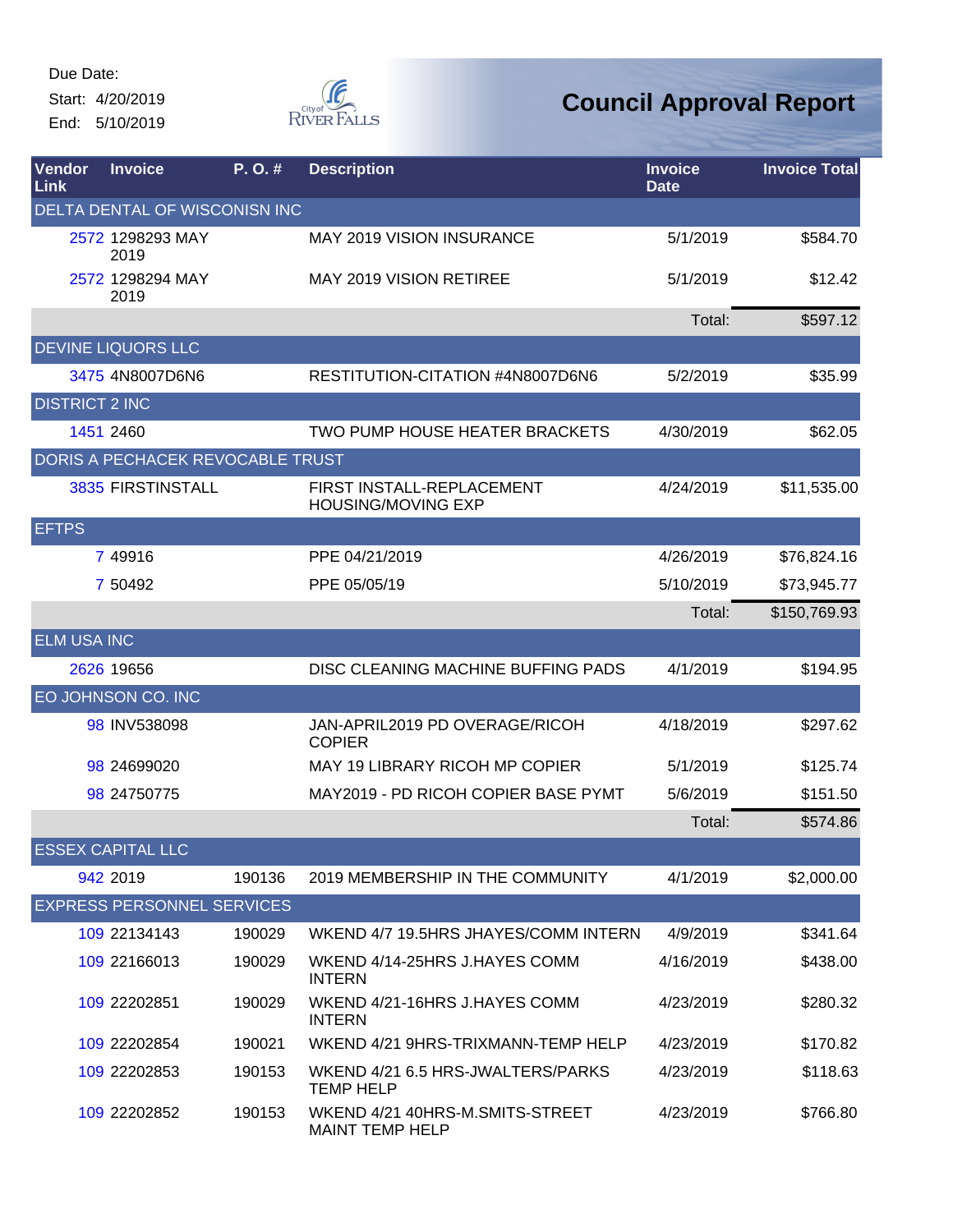Due Date:

Start: 4/20/2019

End: 5/10/2019

# Council Approval Report

| Vendor Link | Invoice | P. O. # | Description | Invoice Date | Invoice Total |
|---|---|---|---|---|---|
| DELTA DENTAL OF WICONISN INC | | | | | |
| 2572 | 1298293 MAY 2019 | | MAY 2019 VISION INSURANCE | 5/1/2019 | $584.70 |
| 2572 | 1298294 MAY 2019 | | MAY 2019 VISION RETIREE | 5/1/2019 | $12.42 |
| | | | | Total: | $597.12 |
| DEVINE LIQUORS LLC | | | | | |
| 3475 | 4N8007D6N6 | | RESTITUTION-CITATION #4N8007D6N6 | 5/2/2019 | $35.99 |
| DISTRICT 2 INC | | | | | |
| 1451 | 2460 | | TWO PUMP HOUSE HEATER BRACKETS | 4/30/2019 | $62.05 |
| DORIS A PECHACEK REVOCABLE TRUST | | | | | |
| 3835 | FIRSTINSTALL | | FIRST INSTALL-REPLACEMENT HOUSING/MOVING EXP | 4/24/2019 | $11,535.00 |
| EFTPS | | | | | |
| 7 | 49916 | | PPE 04/21/2019 | 4/26/2019 | $76,824.16 |
| 7 | 50492 | | PPE 05/05/19 | 5/10/2019 | $73,945.77 |
| | | | | Total: | $150,769.93 |
| ELM USA INC | | | | | |
| 2626 | 19656 | | DISC CLEANING MACHINE BUFFING PADS | 4/1/2019 | $194.95 |
| EO JOHNSON CO. INC | | | | | |
| 98 | INV538098 | | JAN-APRIL2019 PD OVERAGE/RICOH COPIER | 4/18/2019 | $297.62 |
| 98 | 24699020 | | MAY 19 LIBRARY RICOH MP COPIER | 5/1/2019 | $125.74 |
| 98 | 24750775 | | MAY2019 - PD RICOH COPIER BASE PYMT | 5/6/2019 | $151.50 |
| | | | | Total: | $574.86 |
| ESSEX CAPITAL LLC | | | | | |
| 942 | 2019 | 190136 | 2019 MEMBERSHIP IN THE COMMUNITY | 4/1/2019 | $2,000.00 |
| EXPRESS PERSONNEL SERVICES | | | | | |
| 109 | 22134143 | 190029 | WKEND 4/7 19.5HRS JHAYES/COMM INTERN | 4/9/2019 | $341.64 |
| 109 | 22166013 | 190029 | WKEND 4/14-25HRS J.HAYES COMM INTERN | 4/16/2019 | $438.00 |
| 109 | 22202851 | 190029 | WKEND 4/21-16HRS J.HAYES COMM INTERN | 4/23/2019 | $280.32 |
| 109 | 22202854 | 190021 | WKEND 4/21 9HRS-TRIXMANN-TEMP HELP | 4/23/2019 | $170.82 |
| 109 | 22202853 | 190153 | WKEND 4/21 6.5 HRS-JWALTERS/PARKS TEMP HELP | 4/23/2019 | $118.63 |
| 109 | 22202852 | 190153 | WKEND 4/21 40HRS-M.SMITS-STREET MAINT TEMP HELP | 4/23/2019 | $766.80 |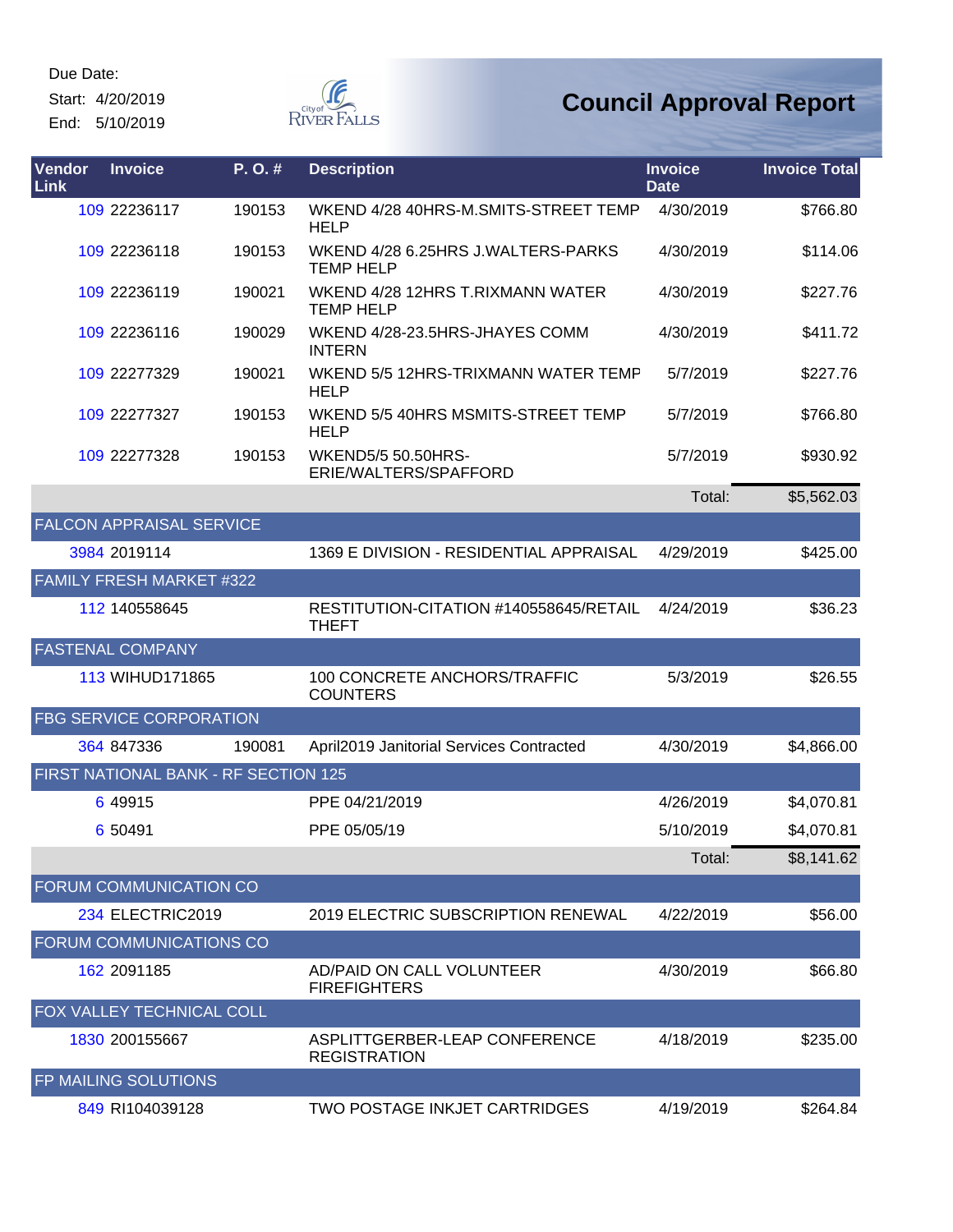Due Date:
Start: 4/20/2019
End: 5/10/2019

# Council Approval Report

| Vendor Link | Invoice | P. O. # | Description | Invoice Date | Invoice Total |
|---|---|---|---|---|---|
| 109 | 22236117 | 190153 | WKEND 4/28 40HRS-M.SMITS-STREET TEMP HELP | 4/30/2019 | $766.80 |
| 109 | 22236118 | 190153 | WKEND 4/28 6.25HRS J.WALTERS-PARKS TEMP HELP | 4/30/2019 | $114.06 |
| 109 | 22236119 | 190021 | WKEND 4/28 12HRS T.RIXMANN WATER TEMP HELP | 4/30/2019 | $227.76 |
| 109 | 22236116 | 190029 | WKEND 4/28-23.5HRS-JHAYES COMM INTERN | 4/30/2019 | $411.72 |
| 109 | 22277329 | 190021 | WKEND 5/5 12HRS-TRIXMANN WATER TEMP HELP | 5/7/2019 | $227.76 |
| 109 | 22277327 | 190153 | WKEND 5/5 40HRS MSMITS-STREET TEMP HELP | 5/7/2019 | $766.80 |
| 109 | 22277328 | 190153 | WKEND5/5 50.50HRS-ERIE/WALTERS/SPAFFORD | 5/7/2019 | $930.92 |
| | | | | Total: | $5,562.03 |
| **FALCON APPRAISAL SERVICE** | | | | | |
| 3984 | 2019114 | | 1369 E DIVISION - RESIDENTIAL APPRAISAL | 4/29/2019 | $425.00 |
| **FAMILY FRESH MARKET #322** | | | | | |
| 112 | 140558645 | | RESTITUTION-CITATION #140558645/RETAIL THEFT | 4/24/2019 | $36.23 |
| **FASTENAL COMPANY** | | | | | |
| 113 | WIHUD171865 | | 100 CONCRETE ANCHORS/TRAFFIC COUNTERS | 5/3/2019 | $26.55 |
| **FBG SERVICE CORPORATION** | | | | | |
| 364 | 847336 | 190081 | April2019 Janitorial Services Contracted | 4/30/2019 | $4,866.00 |
| **FIRST NATIONAL BANK - RF SECTION 125** | | | | | |
| 6 | 49915 | | PPE 04/21/2019 | 4/26/2019 | $4,070.81 |
| 6 | 50491 | | PPE 05/05/19 | 5/10/2019 | $4,070.81 |
| | | | | Total: | $8,141.62 |
| **FORUM COMMUNICATION CO** | | | | | |
| 234 | ELECTRIC2019 | | 2019 ELECTRIC SUBSCRIPTION RENEWAL | 4/22/2019 | $56.00 |
| **FORUM COMMUNICATIONS CO** | | | | | |
| 162 | 2091185 | | AD/PAID ON CALL VOLUNTEER FIREFIGHTERS | 4/30/2019 | $66.80 |
| **FOX VALLEY TECHNICAL COLL** | | | | | |
| 1830 | 200155667 | | ASPLITTGERBER-LEAP CONFERENCE REGISTRATION | 4/18/2019 | $235.00 |
| **FP MAILING SOLUTIONS** | | | | | |
| 849 | RI104039128 | | TWO POSTAGE INKJET CARTRIDGES | 4/19/2019 | $264.84 |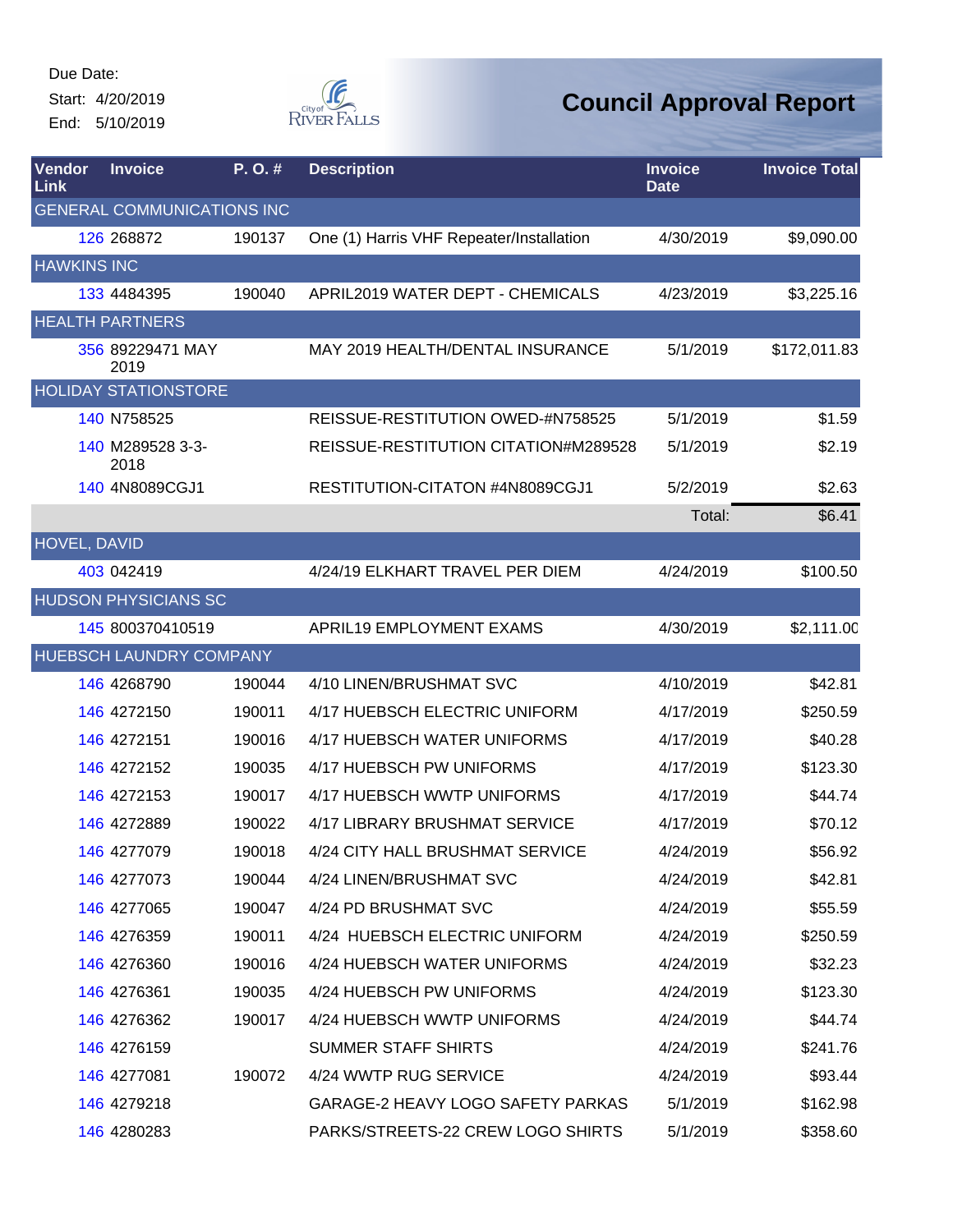Due Date:

Start: 4/20/2019

End: 5/10/2019

# Council Approval Report

| Vendor Link | Invoice | P. O. # | Description | Invoice Date | Invoice Total |
|---|---|---|---|---|---|
| GENERAL COMMUNICATIONS INC | | | | | |
| 126 | 268872 | 190137 | One (1) Harris VHF Repeater/Installation | 4/30/2019 | $9,090.00 |
| HAWKINS INC | | | | | |
| 133 | 4484395 | 190040 | APRIL2019 WATER DEPT - CHEMICALS | 4/23/2019 | $3,225.16 |
| HEALTH PARTNERS | | | | | |
| 356 | 89229471 MAY 2019 | | MAY 2019 HEALTH/DENTAL INSURANCE | 5/1/2019 | $172,011.83 |
| HOLIDAY STATIONSTORE | | | | | |
| 140 | N758525 | | REISSUE-RESTITUTION OWED-#N758525 | 5/1/2019 | $1.59 |
| 140 | M289528 3-3-2018 | | REISSUE-RESTITUTION CITATION#M289528 | 5/1/2019 | $2.19 |
| 140 | 4N8089CGJ1 | | RESTITUTION-CITATON #4N8089CGJ1 | 5/2/2019 | $2.63 |
| | | | | Total: | $6.41 |
| HOVEL, DAVID | | | | | |
| 403 | 042419 | | 4/24/19 ELKHART TRAVEL PER DIEM | 4/24/2019 | $100.50 |
| HUDSON PHYSICIANS SC | | | | | |
| 145 | 800370410519 | | APRIL19 EMPLOYMENT EXAMS | 4/30/2019 | $2,111.00 |
| HUEBSCH LAUNDRY COMPANY | | | | | |
| 146 | 4268790 | 190044 | 4/10 LINEN/BRUSHMAT SVC | 4/10/2019 | $42.81 |
| 146 | 4272150 | 190011 | 4/17 HUEBSCH ELECTRIC UNIFORM | 4/17/2019 | $250.59 |
| 146 | 4272151 | 190016 | 4/17 HUEBSCH WATER UNIFORMS | 4/17/2019 | $40.28 |
| 146 | 4272152 | 190035 | 4/17 HUEBSCH PW UNIFORMS | 4/17/2019 | $123.30 |
| 146 | 4272153 | 190017 | 4/17 HUEBSCH WWTP UNIFORMS | 4/17/2019 | $44.74 |
| 146 | 4272889 | 190022 | 4/17 LIBRARY BRUSHMAT SERVICE | 4/17/2019 | $70.12 |
| 146 | 4277079 | 190018 | 4/24 CITY HALL BRUSHMAT SERVICE | 4/24/2019 | $56.92 |
| 146 | 4277073 | 190044 | 4/24 LINEN/BRUSHMAT SVC | 4/24/2019 | $42.81 |
| 146 | 4277065 | 190047 | 4/24 PD BRUSHMAT SVC | 4/24/2019 | $55.59 |
| 146 | 4276359 | 190011 | 4/24 HUEBSCH ELECTRIC UNIFORM | 4/24/2019 | $250.59 |
| 146 | 4276360 | 190016 | 4/24 HUEBSCH WATER UNIFORMS | 4/24/2019 | $32.23 |
| 146 | 4276361 | 190035 | 4/24 HUEBSCH PW UNIFORMS | 4/24/2019 | $123.30 |
| 146 | 4276362 | 190017 | 4/24 HUEBSCH WWTP UNIFORMS | 4/24/2019 | $44.74 |
| 146 | 4276159 | | SUMMER STAFF SHIRTS | 4/24/2019 | $241.76 |
| 146 | 4277081 | 190072 | 4/24 WWTP RUG SERVICE | 4/24/2019 | $93.44 |
| 146 | 4279218 | | GARAGE-2 HEAVY LOGO SAFETY PARKAS | 5/1/2019 | $162.98 |
| 146 | 4280283 | | PARKS/STREETS-22 CREW LOGO SHIRTS | 5/1/2019 | $358.60 |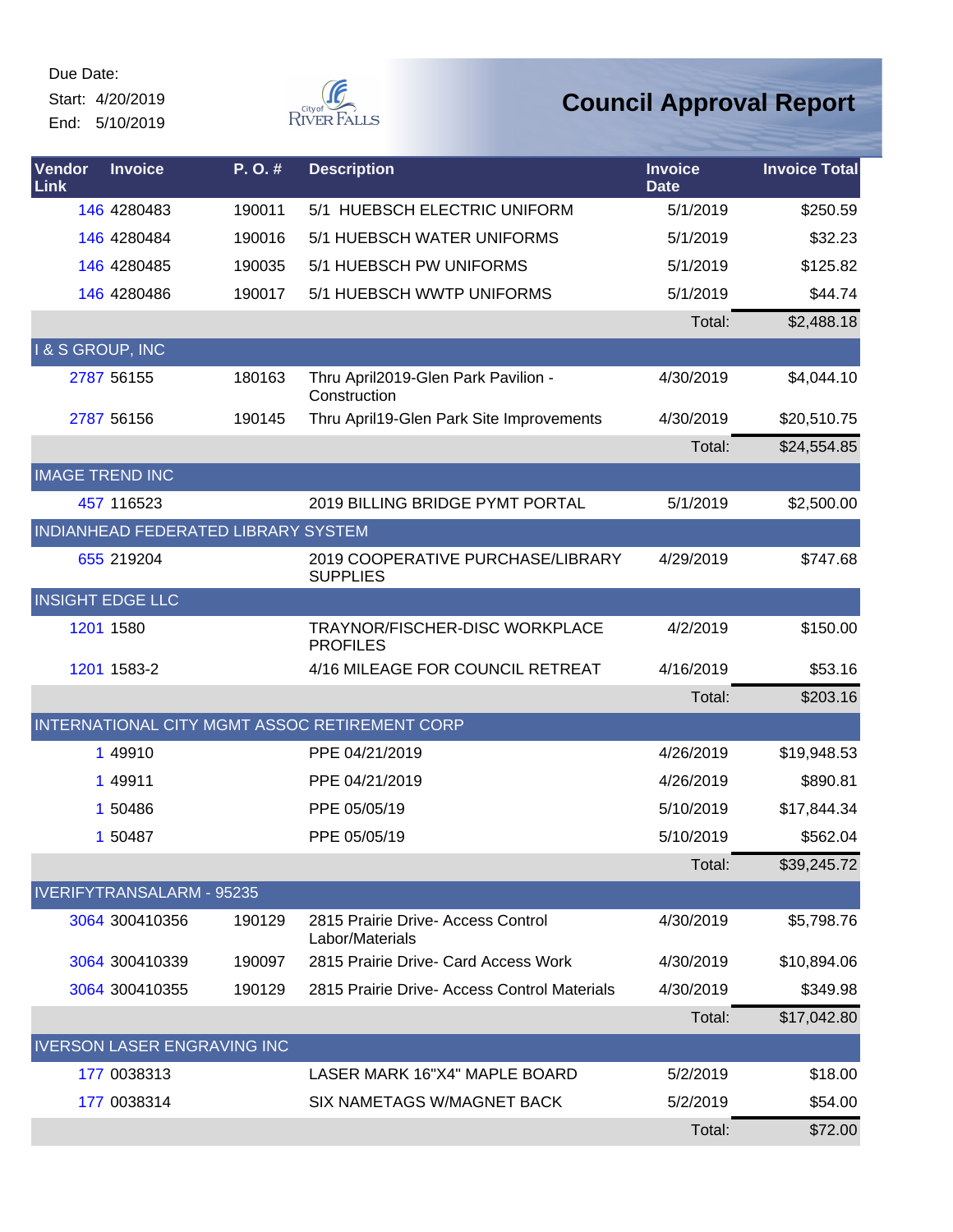Due Date:
Start: 4/20/2019
End: 5/10/2019

# Council Approval Report

| Vendor Link | Invoice | P. O. # | Description | Invoice Date | Invoice Total |
|---|---|---|---|---|---|
| 146 | 4280483 | 190011 | 5/1 HUEBSCH ELECTRIC UNIFORM | 5/1/2019 | $250.59 |
| 146 | 4280484 | 190016 | 5/1 HUEBSCH WATER UNIFORMS | 5/1/2019 | $32.23 |
| 146 | 4280485 | 190035 | 5/1 HUEBSCH PW UNIFORMS | 5/1/2019 | $125.82 |
| 146 | 4280486 | 190017 | 5/1 HUEBSCH WWTP UNIFORMS | 5/1/2019 | $44.74 |
| | | | | Total: | $2,488.18 |
| I & S GROUP, INC | | | | | |
| 2787 | 56155 | 180163 | Thru April2019-Glen Park Pavilion - Construction | 4/30/2019 | $4,044.10 |
| 2787 | 56156 | 190145 | Thru April19-Glen Park Site Improvements | 4/30/2019 | $20,510.75 |
| | | | | Total: | $24,554.85 |
| IMAGE TREND INC | | | | | |
| 457 | 116523 | | 2019 BILLING BRIDGE PYMT PORTAL | 5/1/2019 | $2,500.00 |
| INDIANHEAD FEDERATED LIBRARY SYSTEM | | | | | |
| 655 | 219204 | | 2019 COOPERATIVE PURCHASE/LIBRARY SUPPLIES | 4/29/2019 | $747.68 |
| INSIGHT EDGE LLC | | | | | |
| 1201 | 1580 | | TRAYNOR/FISCHER-DISC WORKPLACE PROFILES | 4/2/2019 | $150.00 |
| 1201 | 1583-2 | | 4/16 MILEAGE FOR COUNCIL RETREAT | 4/16/2019 | $53.16 |
| | | | | Total: | $203.16 |
| INTERNATIONAL CITY MGMT ASSOC RETIREMENT CORP | | | | | |
| 1 | 49910 | | PPE 04/21/2019 | 4/26/2019 | $19,948.53 |
| 1 | 49911 | | PPE 04/21/2019 | 4/26/2019 | $890.81 |
| 1 | 50486 | | PPE 05/05/19 | 5/10/2019 | $17,844.34 |
| 1 | 50487 | | PPE 05/05/19 | 5/10/2019 | $562.04 |
| | | | | Total: | $39,245.72 |
| IVERIFYTRANSALARM - 95235 | | | | | |
| 3064 | 300410356 | 190129 | 2815 Prairie Drive- Access Control Labor/Materials | 4/30/2019 | $5,798.76 |
| 3064 | 300410339 | 190097 | 2815 Prairie Drive- Card Access Work | 4/30/2019 | $10,894.06 |
| 3064 | 300410355 | 190129 | 2815 Prairie Drive- Access Control Materials | 4/30/2019 | $349.98 |
| | | | | Total: | $17,042.80 |
| IVERSON LASER ENGRAVING INC | | | | | |
| 177 | 0038313 | | LASER MARK 16"X4" MAPLE BOARD | 5/2/2019 | $18.00 |
| 177 | 0038314 | | SIX NAMETAGS W/MAGNET BACK | 5/2/2019 | $54.00 |
| | | | | Total: | $72.00 |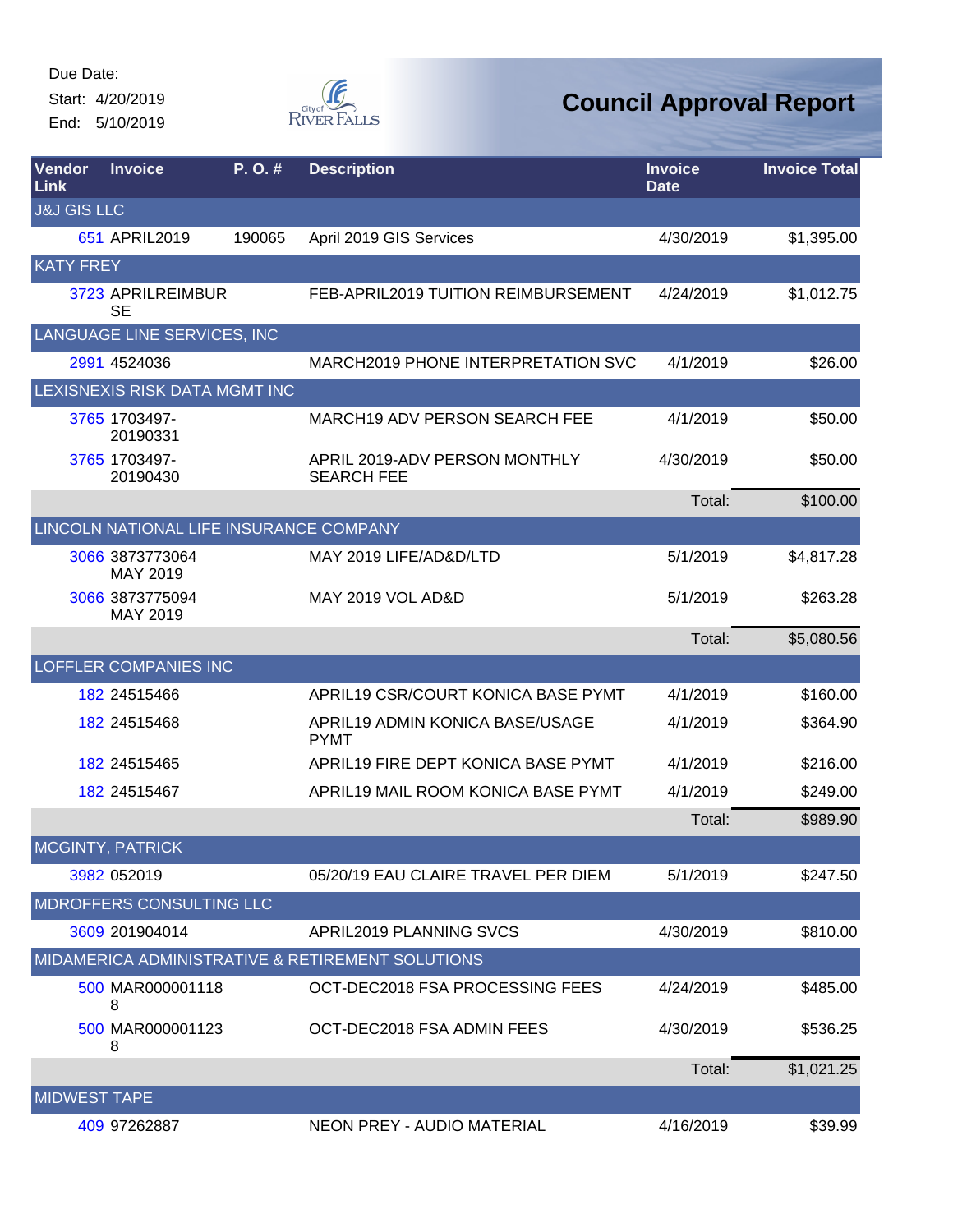Due Date:
Start: 4/20/2019
End: 5/10/2019

City of River Falls

# Council Approval Report

| Vendor Link | Invoice | P. O. # | Description | Invoice Date | Invoice Total |
|---|---|---|---|---|---|
| **J&J GIS LLC** | | | | | |
| 651 | APRIL2019 | 190065 | April 2019 GIS Services | 4/30/2019 | $1,395.00 |
| **KATY FREY** | | | | | |
| 3723 | APRILREIMBURSE | | FEB-APRIL2019 TUITION REIMBURSEMENT | 4/24/2019 | $1,012.75 |
| **LANGUAGE LINE SERVICES, INC** | | | | | |
| 2991 | 4524036 | | MARCH2019 PHONE INTERPRETATION SVC | 4/1/2019 | $26.00 |
| **LEXISNEXIS RISK DATA MGMT INC** | | | | | |
| 3765 | 1703497-20190331 | | MARCH19 ADV PERSON SEARCH FEE | 4/1/2019 | $50.00 |
| 3765 | 1703497-20190430 | | APRIL 2019-ADV PERSON MONTHLY SEARCH FEE | 4/30/2019 | $50.00 |
| | | | | Total: | $100.00 |
| **LINCOLN NATIONAL LIFE INSURANCE COMPANY** | | | | | |
| 3066 | 3873773064 MAY 2019 | | MAY 2019 LIFE/AD&D/LTD | 5/1/2019 | $4,817.28 |
| 3066 | 3873775094 MAY 2019 | | MAY 2019 VOL AD&D | 5/1/2019 | $263.28 |
| | | | | Total: | $5,080.56 |
| **LOFFLER COMPANIES INC** | | | | | |
| 182 | 24515466 | | APRIL19 CSR/COURT KONICA BASE PYMT | 4/1/2019 | $160.00 |
| 182 | 24515468 | | APRIL19 ADMIN KONICA BASE/USAGE PYMT | 4/1/2019 | $364.90 |
| 182 | 24515465 | | APRIL19 FIRE DEPT KONICA BASE PYMT | 4/1/2019 | $216.00 |
| 182 | 24515467 | | APRIL19 MAIL ROOM KONICA BASE PYMT | 4/1/2019 | $249.00 |
| | | | | Total: | $989.90 |
| **MCGINTY, PATRICK** | | | | | |
| 3982 | 052019 | | 05/20/19 EAU CLAIRE TRAVEL PER DIEM | 5/1/2019 | $247.50 |
| **MDROFFERS CONSULTING LLC** | | | | | |
| 3609 | 201904014 | | APRIL2019 PLANNING SVCS | 4/30/2019 | $810.00 |
| **MIDAMERICA ADMINISTRATIVE & RETIREMENT SOLUTIONS** | | | | | |
| 500 | MAR0000011188 | | OCT-DEC2018 FSA PROCESSING FEES | 4/24/2019 | $485.00 |
| 500 | MAR0000011238 | | OCT-DEC2018 FSA ADMIN FEES | 4/30/2019 | $536.25 |
| | | | | Total: | $1,021.25 |
| **MIDWEST TAPE** | | | | | |
| 409 | 97262887 | | NEON PREY - AUDIO MATERIAL | 4/16/2019 | $39.99 |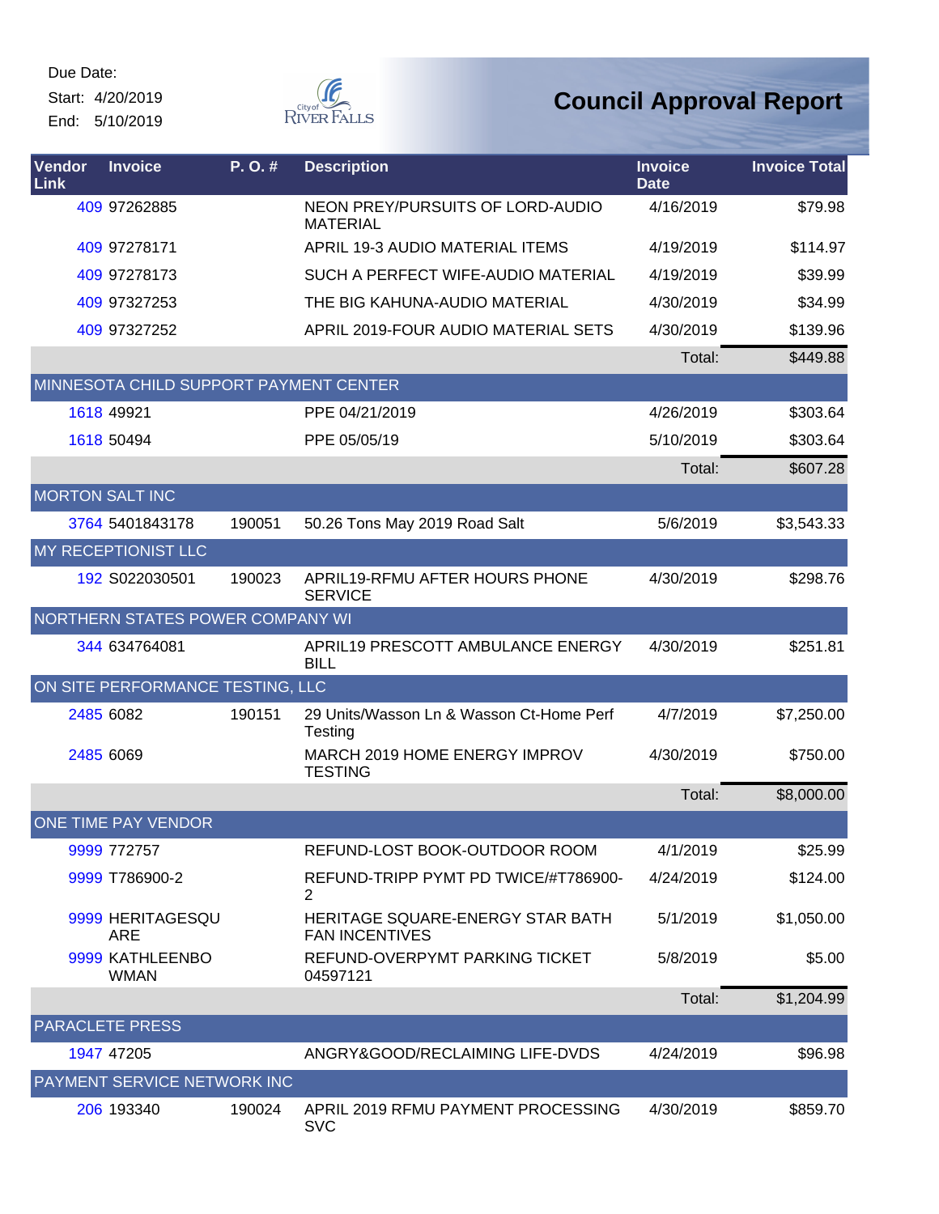Due Date:
Start: 4/20/2019
End: 5/10/2019

# Council Approval Report

| Vendor Link | Invoice | P. O. # | Description | Invoice Date | Invoice Total |
|---|---|---|---|---|---|
| 409 | 97262885 | | NEON PREY/PURSUITS OF LORD-AUDIO MATERIAL | 4/16/2019 | $79.98 |
| 409 | 97278171 | | APRIL 19-3 AUDIO MATERIAL ITEMS | 4/19/2019 | $114.97 |
| 409 | 97278173 | | SUCH A PERFECT WIFE-AUDIO MATERIAL | 4/19/2019 | $39.99 |
| 409 | 97327253 | | THE BIG KAHUNA-AUDIO MATERIAL | 4/30/2019 | $34.99 |
| 409 | 97327252 | | APRIL 2019-FOUR AUDIO MATERIAL SETS | 4/30/2019 | $139.96 |
| | | | | Total: | $449.88 |
| MINNESOTA CHILD SUPPORT PAYMENT CENTER | | | | | |
| 1618 | 49921 | | PPE 04/21/2019 | 4/26/2019 | $303.64 |
| 1618 | 50494 | | PPE 05/05/19 | 5/10/2019 | $303.64 |
| | | | | Total: | $607.28 |
| MORTON SALT INC | | | | | |
| 3764 | 5401843178 | 190051 | 50.26 Tons May 2019 Road Salt | 5/6/2019 | $3,543.33 |
| MY RECEPTIONIST LLC | | | | | |
| 192 | S022030501 | 190023 | APRIL19-RFMU AFTER HOURS PHONE SERVICE | 4/30/2019 | $298.76 |
| NORTHERN STATES POWER COMPANY WI | | | | | |
| 344 | 634764081 | | APRIL19 PRESCOTT AMBULANCE ENERGY BILL | 4/30/2019 | $251.81 |
| ON SITE PERFORMANCE TESTING, LLC | | | | | |
| 2485 | 6082 | 190151 | 29 Units/Wasson Ln & Wasson Ct-Home Perf Testing | 4/7/2019 | $7,250.00 |
| 2485 | 6069 | | MARCH 2019 HOME ENERGY IMPROV TESTING | 4/30/2019 | $750.00 |
| | | | | Total: | $8,000.00 |
| ONE TIME PAY VENDOR | | | | | |
| 9999 | 772757 | | REFUND-LOST BOOK-OUTDOOR ROOM | 4/1/2019 | $25.99 |
| 9999 | T786900-2 | | REFUND-TRIPP PYMT PD TWICE/#T786900-2 | 4/24/2019 | $124.00 |
| 9999 | HERITAGESQUARE | | HERITAGE SQUARE-ENERGY STAR BATH FAN INCENTIVES | 5/1/2019 | $1,050.00 |
| 9999 | KATHLEENBOWMAN | | REFUND-OVERPYMT PARKING TICKET 04597121 | 5/8/2019 | $5.00 |
| | | | | Total: | $1,204.99 |
| PARACLETE PRESS | | | | | |
| 1947 | 47205 | | ANGRY&GOOD/RECLAIMING LIFE-DVDS | 4/24/2019 | $96.98 |
| PAYMENT SERVICE NETWORK INC | | | | | |
| 206 | 193340 | 190024 | APRIL 2019 RFMU PAYMENT PROCESSING SVC | 4/30/2019 | $859.70 |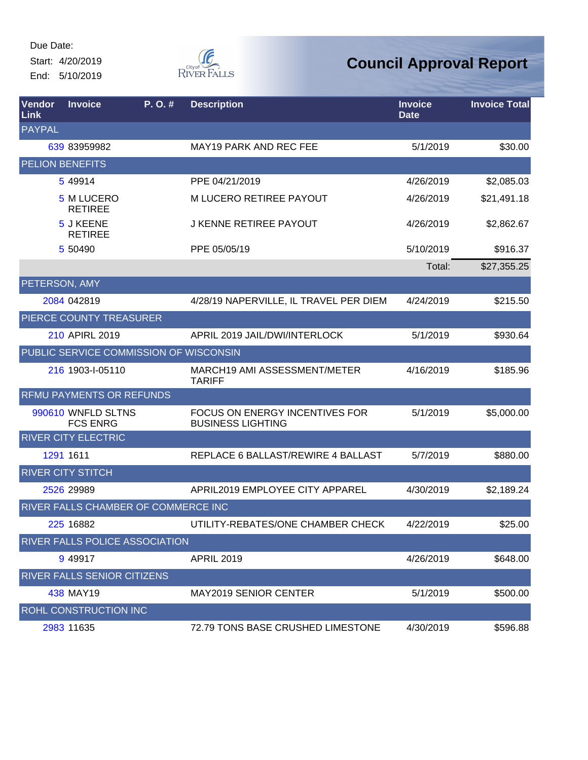Due Date:

Start: 4/20/2019

End: 5/10/2019

# Council Approval Report

| Vendor Link | Invoice | P. O. # | Description | Invoice Date | Invoice Total |
|---|---|---|---|---|---|
| PAYPAL | | | | | |
| 639 | 83959982 | | MAY19 PARK AND REC FEE | 5/1/2019 | $30.00 |
| PELION BENEFITS | | | | | |
| 5 | 49914 | | PPE 04/21/2019 | 4/26/2019 | $2,085.03 |
| 5 | M LUCERO RETIREE | | M LUCERO RETIREE PAYOUT | 4/26/2019 | $21,491.18 |
| 5 | J KEENE RETIREE | | J KENNE RETIREE PAYOUT | 4/26/2019 | $2,862.67 |
| 5 | 50490 | | PPE 05/05/19 | 5/10/2019 | $916.37 |
| | | | | Total: | $27,355.25 |
| PETERSON, AMY | | | | | |
| 2084 | 042819 | | 4/28/19 NAPERVILLE, IL TRAVEL PER DIEM | 4/24/2019 | $215.50 |
| PIERCE COUNTY TREASURER | | | | | |
| 210 | APIRL 2019 | | APRIL 2019 JAIL/DWI/INTERLOCK | 5/1/2019 | $930.64 |
| PUBLIC SERVICE COMMISSION OF WISCONSIN | | | | | |
| 216 | 1903-I-05110 | | MARCH19 AMI ASSESSMENT/METER TARIFF | 4/16/2019 | $185.96 |
| RFMU PAYMENTS OR REFUNDS | | | | | |
| 990610 | WNFLD SLTNS FCS ENRG | | FOCUS ON ENERGY INCENTIVES FOR BUSINESS LIGHTING | 5/1/2019 | $5,000.00 |
| RIVER CITY ELECTRIC | | | | | |
| 1291 | 1611 | | REPLACE 6 BALLAST/REWIRE 4 BALLAST | 5/7/2019 | $880.00 |
| RIVER CITY STITCH | | | | | |
| 2526 | 29989 | | APRIL2019 EMPLOYEE CITY APPAREL | 4/30/2019 | $2,189.24 |
| RIVER FALLS CHAMBER OF COMMERCE INC | | | | | |
| 225 | 16882 | | UTILITY-REBATES/ONE CHAMBER CHECK | 4/22/2019 | $25.00 |
| RIVER FALLS POLICE ASSOCIATION | | | | | |
| 9 | 49917 | | APRIL 2019 | 4/26/2019 | $648.00 |
| RIVER FALLS SENIOR CITIZENS | | | | | |
| 438 | MAY19 | | MAY2019 SENIOR CENTER | 5/1/2019 | $500.00 |
| ROHL CONSTRUCTION INC | | | | | |
| 2983 | 11635 | | 72.79 TONS BASE CRUSHED LIMESTONE | 4/30/2019 | $596.88 |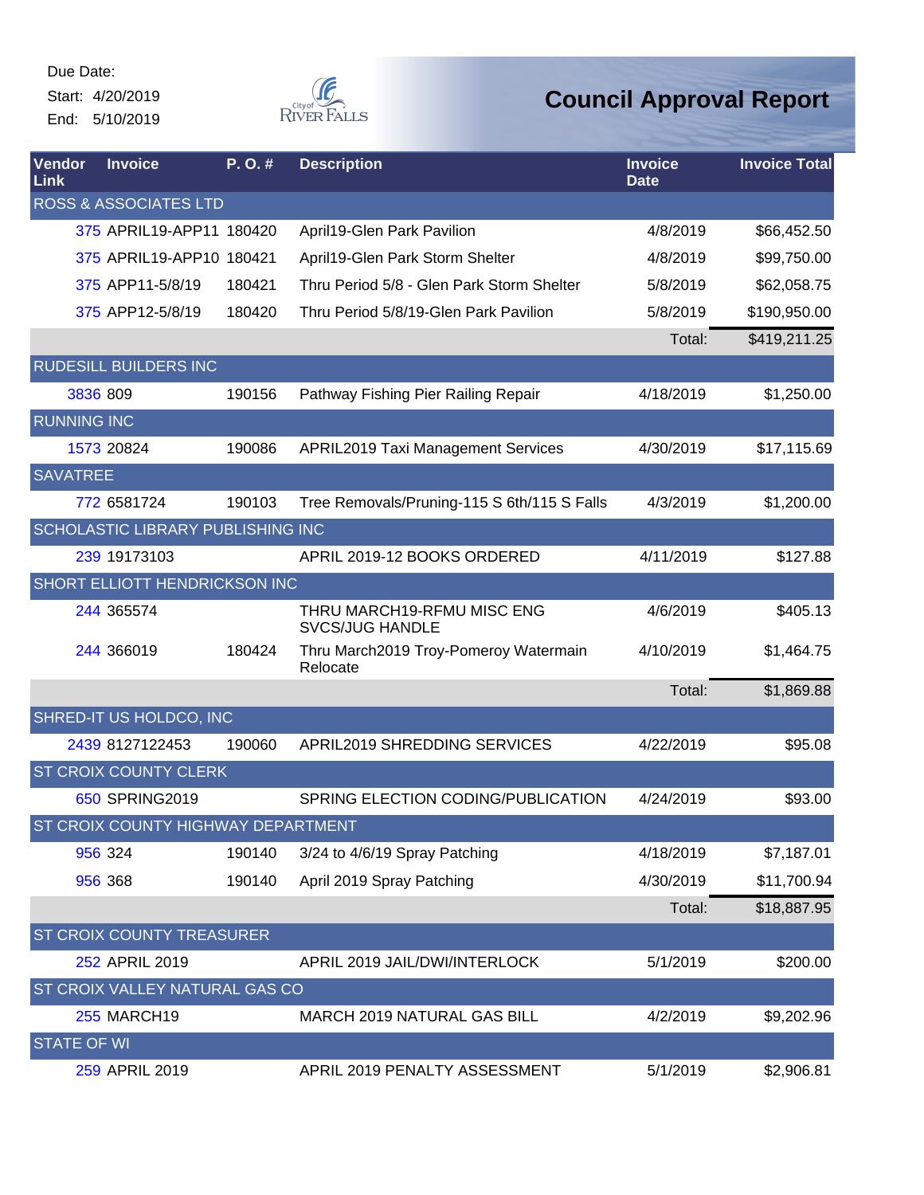Due Date:
Start: 4/20/2019
End: 5/10/2019

City of River Falls

# Council Approval Report

| Vendor Link | Invoice | P. O. # | Description | Invoice Date | Invoice Total |
|---|---|---|---|---|---|
| ROSS & ASSOCIATES LTD | | | | | |
| 375 | APRIL19-APP11 | 180420 | April19-Glen Park Pavilion | 4/8/2019 | $66,452.50 |
| 375 | APRIL19-APP10 | 180421 | April19-Glen Park Storm Shelter | 4/8/2019 | $99,750.00 |
| 375 | APP11-5/8/19 | 180421 | Thru Period 5/8 - Glen Park Storm Shelter | 5/8/2019 | $62,058.75 |
| 375 | APP12-5/8/19 | 180420 | Thru Period 5/8/19-Glen Park Pavilion | 5/8/2019 | $190,950.00 |
| | | | | Total: | $419,211.25 |
| RUDESILL BUILDERS INC | | | | | |
| 3836 | 809 | 190156 | Pathway Fishing Pier Railing Repair | 4/18/2019 | $1,250.00 |
| RUNNING INC | | | | | |
| 1573 | 20824 | 190086 | APRIL2019 Taxi Management Services | 4/30/2019 | $17,115.69 |
| SAVATREE | | | | | |
| 772 | 6581724 | 190103 | Tree Removals/Pruning-115 S 6th/115 S Falls | 4/3/2019 | $1,200.00 |
| SCHOLASTIC LIBRARY PUBLISHING INC | | | | | |
| 239 | 19173103 | | APRIL 2019-12 BOOKS ORDERED | 4/11/2019 | $127.88 |
| SHORT ELLIOTT HENDRICKSON INC | | | | | |
| 244 | 365574 | | THRU MARCH19-RFMU MISC ENG SVCS/JUG HANDLE | 4/6/2019 | $405.13 |
| 244 | 366019 | 180424 | Thru March2019 Troy-Pomeroy Watermain Relocate | 4/10/2019 | $1,464.75 |
| | | | | Total: | $1,869.88 |
| SHRED-IT US HOLDCO, INC | | | | | |
| 2439 | 8127122453 | 190060 | APRIL2019 SHREDDING SERVICES | 4/22/2019 | $95.08 |
| ST CROIX COUNTY CLERK | | | | | |
| 650 | SPRING2019 | | SPRING ELECTION CODING/PUBLICATION | 4/24/2019 | $93.00 |
| ST CROIX COUNTY HIGHWAY DEPARTMENT | | | | | |
| 956 | 324 | 190140 | 3/24 to 4/6/19 Spray Patching | 4/18/2019 | $7,187.01 |
| 956 | 368 | 190140 | April 2019 Spray Patching | 4/30/2019 | $11,700.94 |
| | | | | Total: | $18,887.95 |
| ST CROIX COUNTY TREASURER | | | | | |
| 252 | APRIL 2019 | | APRIL 2019 JAIL/DWI/INTERLOCK | 5/1/2019 | $200.00 |
| ST CROIX VALLEY NATURAL GAS CO | | | | | |
| 255 | MARCH19 | | MARCH 2019 NATURAL GAS BILL | 4/2/2019 | $9,202.96 |
| STATE OF WI | | | | | |
| 259 | APRIL 2019 | | APRIL 2019 PENALTY ASSESSMENT | 5/1/2019 | $2,906.81 |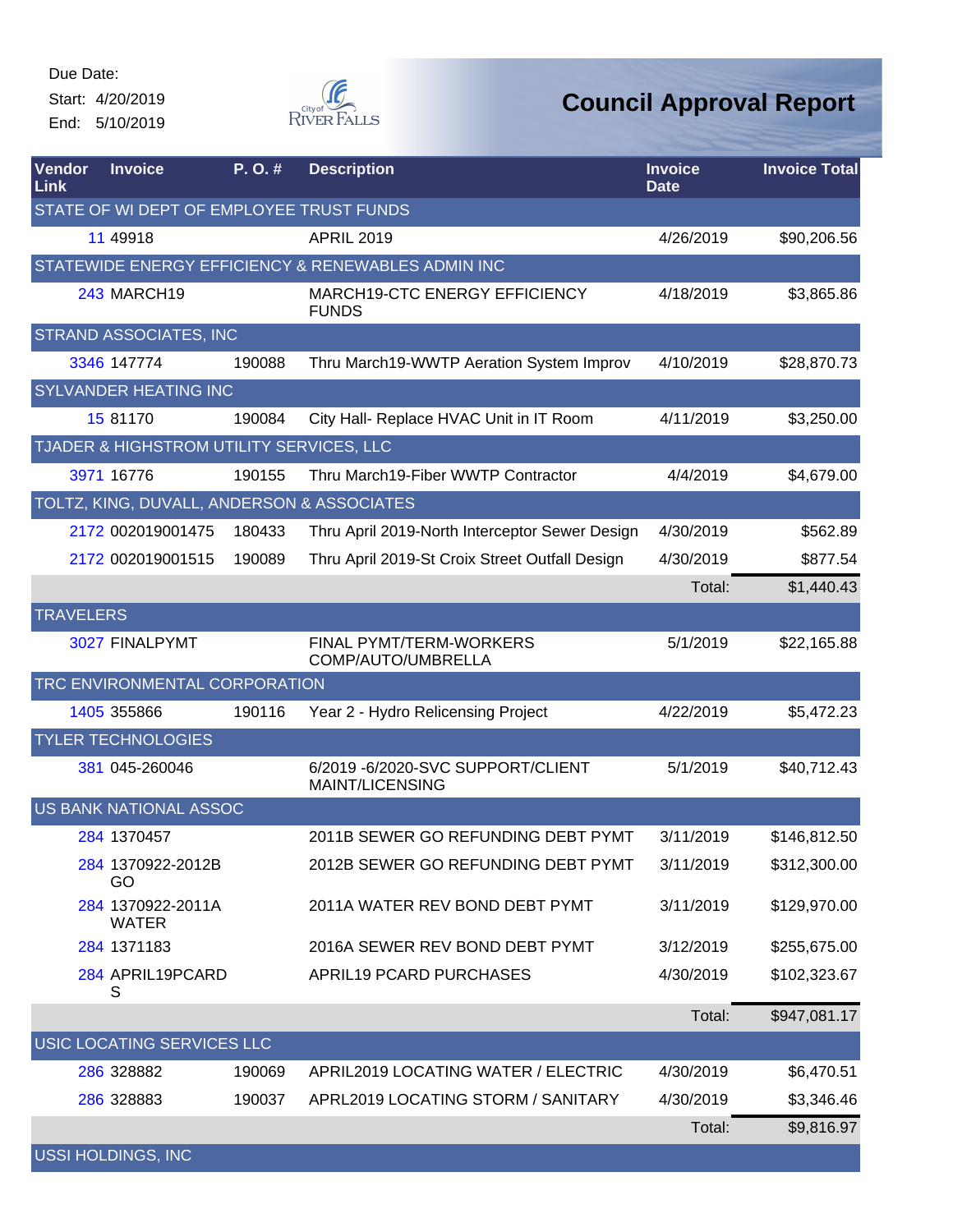Due Date:
Start: 4/20/2019
End: 5/10/2019

# Council Approval Report

| Vendor Link | Invoice | P. O. # | Description | Invoice Date | Invoice Total |
|---|---|---|---|---|---|
| **STATE OF WI DEPT OF EMPLOYEE TRUST FUNDS** | | | | | |
| 11 | 49918 | | APRIL 2019 | 4/26/2019 | $90,206.56 |
| **STATEWIDE ENERGY EFFICIENCY & RENEWABLES ADMIN INC** | | | | | |
| 243 | MARCH19 | | MARCH19-CTC ENERGY EFFICIENCY FUNDS | 4/18/2019 | $3,865.86 |
| **STRAND ASSOCIATES, INC** | | | | | |
| 3346 | 147774 | 190088 | Thru March19-WWTP Aeration System Improv | 4/10/2019 | $28,870.73 |
| **SYLVANDER HEATING INC** | | | | | |
| 15 | 81170 | 190084 | City Hall- Replace HVAC Unit in IT Room | 4/11/2019 | $3,250.00 |
| **TJADER & HIGHSTROM UTILITY SERVICES, LLC** | | | | | |
| 3971 | 16776 | 190155 | Thru March19-Fiber WWTP Contractor | 4/4/2019 | $4,679.00 |
| **TOLTZ, KING, DUVALL, ANDERSON & ASSOCIATES** | | | | | |
| 2172 | 002019001475 | 180433 | Thru April 2019-North Interceptor Sewer Design | 4/30/2019 | $562.89 |
| 2172 | 002019001515 | 190089 | Thru April 2019-St Croix Street Outfall Design | 4/30/2019 | $877.54 |
| | | | | Total: | $1,440.43 |
| **TRAVELERS** | | | | | |
| 3027 | FINALPYMT | | FINAL PYMT/TERM-WORKERS COMP/AUTO/UMBRELLA | 5/1/2019 | $22,165.88 |
| **TRC ENVIRONMENTAL CORPORATION** | | | | | |
| 1405 | 355866 | 190116 | Year 2 - Hydro Relicensing Project | 4/22/2019 | $5,472.23 |
| **TYLER TECHNOLOGIES** | | | | | |
| 381 | 045-260046 | | 6/2019 -6/2020-SVC SUPPORT/CLIENT MAINT/LICENSING | 5/1/2019 | $40,712.43 |
| **US BANK NATIONAL ASSOC** | | | | | |
| 284 | 1370457 | | 2011B SEWER GO REFUNDING DEBT PYMT | 3/11/2019 | $146,812.50 |
| 284 | 1370922-2012B GO | | 2012B SEWER GO REFUNDING DEBT PYMT | 3/11/2019 | $312,300.00 |
| 284 | 1370922-2011A WATER | | 2011A WATER REV BOND DEBT PYMT | 3/11/2019 | $129,970.00 |
| 284 | 1371183 | | 2016A SEWER REV BOND DEBT PYMT | 3/12/2019 | $255,675.00 |
| 284 | APRIL19PCARDS | | APRIL19 PCARD PURCHASES | 4/30/2019 | $102,323.67 |
| | | | | Total: | $947,081.17 |
| **USIC LOCATING SERVICES LLC** | | | | | |
| 286 | 328882 | 190069 | APRIL2019 LOCATING WATER / ELECTRIC | 4/30/2019 | $6,470.51 |
| 286 | 328883 | 190037 | APRL2019 LOCATING STORM / SANITARY | 4/30/2019 | $3,346.46 |
| | | | | Total: | $9,816.97 |
| **USSI HOLDINGS, INC** | | | | | |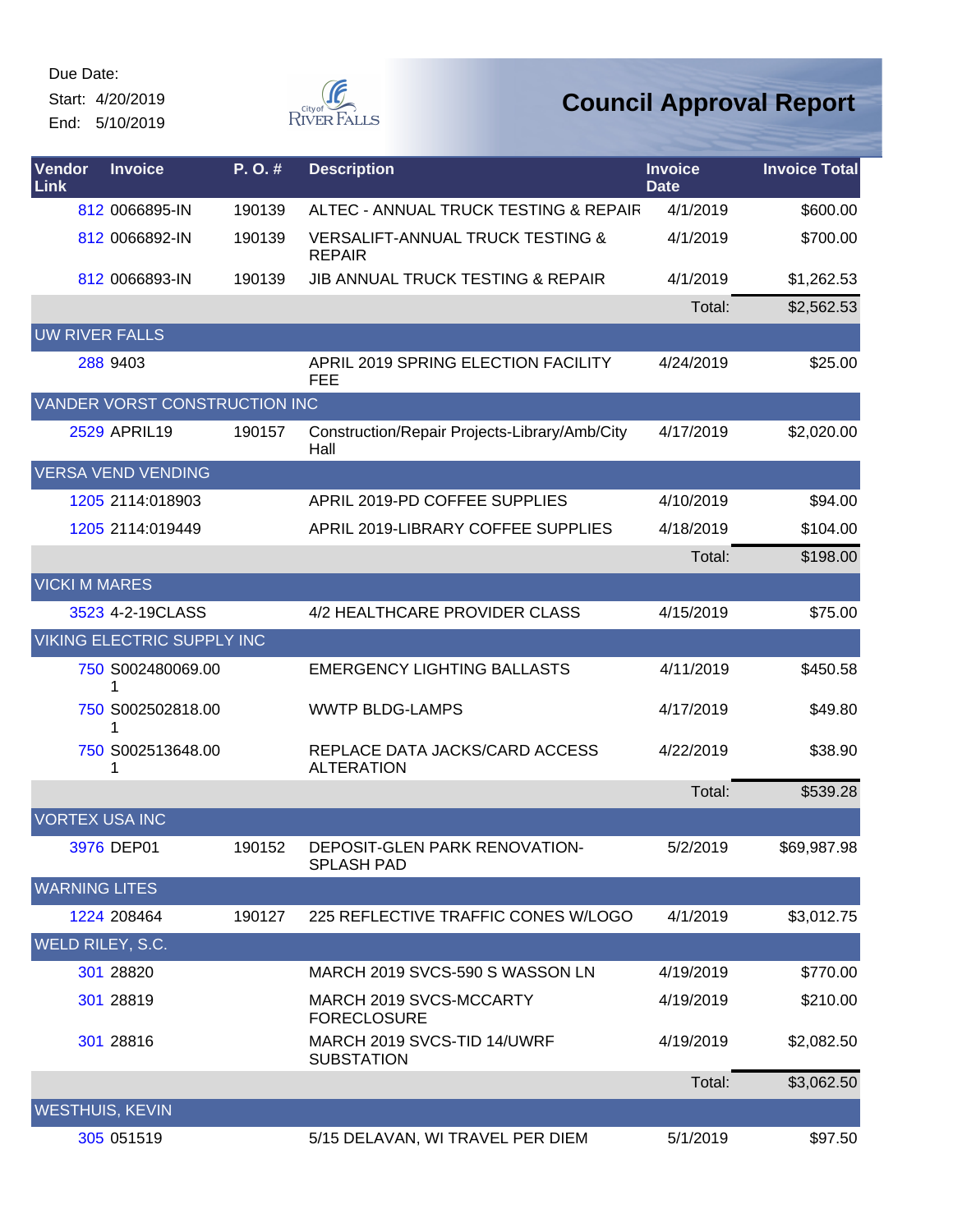Due Date:
Start: 4/20/2019
End: 5/10/2019

# Council Approval Report

| Vendor Link | Invoice | P. O. # | Description | Invoice Date | Invoice Total |
|---|---|---|---|---|---|
| 812 | 0066895-IN | 190139 | ALTEC - ANNUAL TRUCK TESTING & REPAIR | 4/1/2019 | $600.00 |
| 812 | 0066892-IN | 190139 | VERSALIFT-ANNUAL TRUCK TESTING & REPAIR | 4/1/2019 | $700.00 |
| 812 | 0066893-IN | 190139 | JIB ANNUAL TRUCK TESTING & REPAIR | 4/1/2019 | $1,262.53 |
| | | | | Total: | $2,562.53 |
| UW RIVER FALLS | | | | | |
| 288 | 9403 | | APRIL 2019 SPRING ELECTION FACILITY FEE | 4/24/2019 | $25.00 |
| VANDER VORST CONSTRUCTION INC | | | | | |
| 2529 | APRIL19 | 190157 | Construction/Repair Projects-Library/Amb/City Hall | 4/17/2019 | $2,020.00 |
| VERSA VEND VENDING | | | | | |
| 1205 | 2114:018903 | | APRIL 2019-PD COFFEE SUPPLIES | 4/10/2019 | $94.00 |
| 1205 | 2114:019449 | | APRIL 2019-LIBRARY COFFEE SUPPLIES | 4/18/2019 | $104.00 |
| | | | | Total: | $198.00 |
| VICKI M MARES | | | | | |
| 3523 | 4-2-19CLASS | | 4/2 HEALTHCARE PROVIDER CLASS | 4/15/2019 | $75.00 |
| VIKING ELECTRIC SUPPLY INC | | | | | |
| 750 | S002480069.001 | | EMERGENCY LIGHTING BALLASTS | 4/11/2019 | $450.58 |
| 750 | S002502818.001 | | WWTP BLDG-LAMPS | 4/17/2019 | $49.80 |
| 750 | S002513648.001 | | REPLACE DATA JACKS/CARD ACCESS ALTERATION | 4/22/2019 | $38.90 |
| | | | | Total: | $539.28 |
| VORTEX USA INC | | | | | |
| 3976 | DEP01 | 190152 | DEPOSIT-GLEN PARK RENOVATION-SPLASH PAD | 5/2/2019 | $69,987.98 |
| WARNING LITES | | | | | |
| 1224 | 208464 | 190127 | 225 REFLECTIVE TRAFFIC CONES W/LOGO | 4/1/2019 | $3,012.75 |
| WELD RILEY, S.C. | | | | | |
| 301 | 28820 | | MARCH 2019 SVCS-590 S WASSON LN | 4/19/2019 | $770.00 |
| 301 | 28819 | | MARCH 2019 SVCS-MCCARTY FORECLOSURE | 4/19/2019 | $210.00 |
| 301 | 28816 | | MARCH 2019 SVCS-TID 14/UWRF SUBSTATION | 4/19/2019 | $2,082.50 |
| | | | | Total: | $3,062.50 |
| WESTHUIS, KEVIN | | | | | |
| 305 | 051519 | | 5/15 DELAVAN, WI TRAVEL PER DIEM | 5/1/2019 | $97.50 |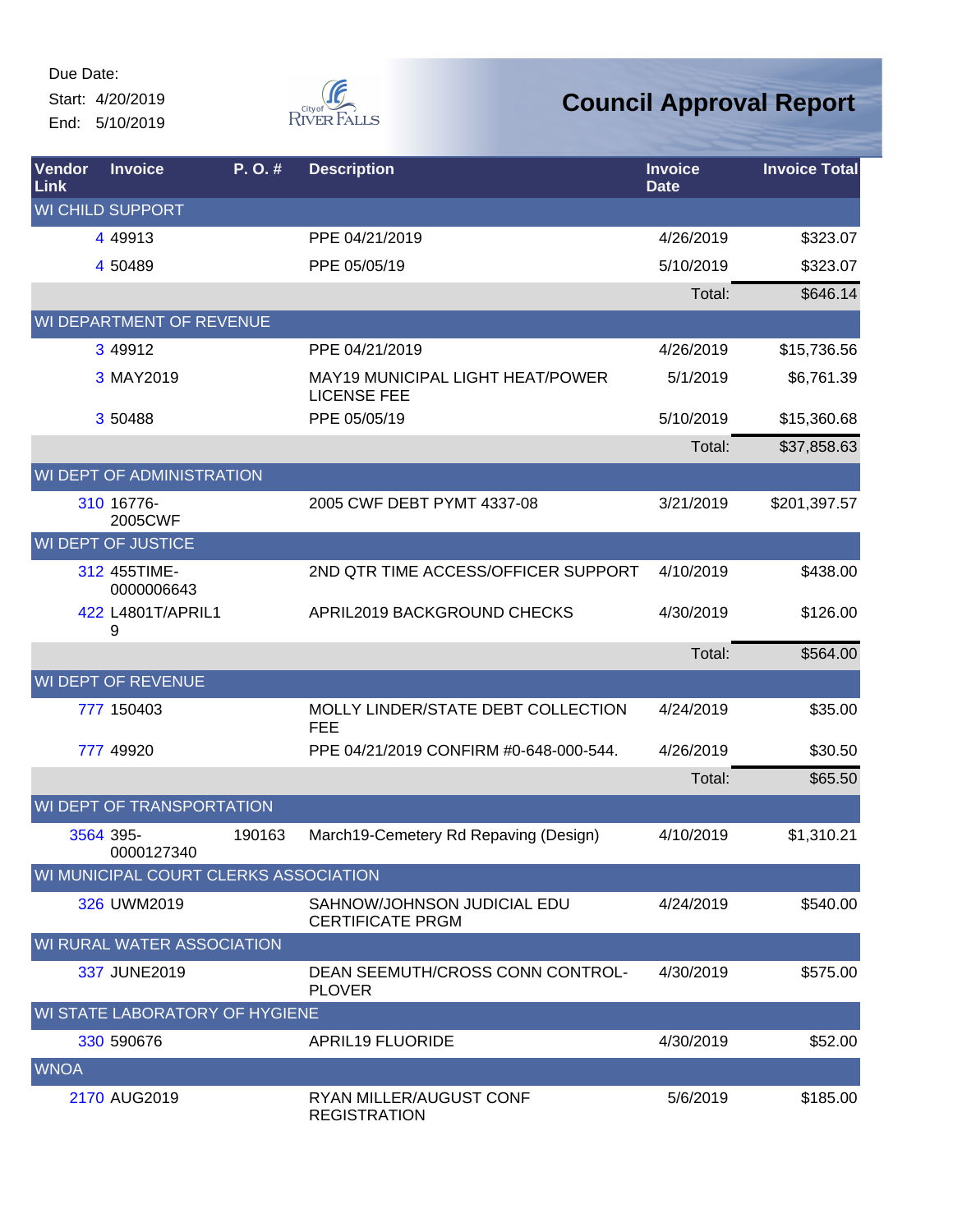Due Date:
Start: 4/20/2019
End: 5/10/2019

City of River Falls

# Council Approval Report

| Vendor Link | Invoice | P. O. # | Description | Invoice Date | Invoice Total |
|---|---|---|---|---|---|
| WI CHILD SUPPORT | | | | | |
| 4 | 49913 | | PPE 04/21/2019 | 4/26/2019 | $323.07 |
| 4 | 50489 | | PPE 05/05/19 | 5/10/2019 | $323.07 |
| | | | | Total: | $646.14 |
| WI DEPARTMENT OF REVENUE | | | | | |
| 3 | 49912 | | PPE 04/21/2019 | 4/26/2019 | $15,736.56 |
| 3 | MAY2019 | | MAY19 MUNICIPAL LIGHT HEAT/POWER LICENSE FEE | 5/1/2019 | $6,761.39 |
| 3 | 50488 | | PPE 05/05/19 | 5/10/2019 | $15,360.68 |
| | | | | Total: | $37,858.63 |
| WI DEPT OF ADMINISTRATION | | | | | |
| 310 | 16776-2005CWF | | 2005 CWF DEBT PYMT 4337-08 | 3/21/2019 | $201,397.57 |
| WI DEPT OF JUSTICE | | | | | |
| 312 | 455TIME-0000006643 | | 2ND QTR TIME ACCESS/OFFICER SUPPORT | 4/10/2019 | $438.00 |
| 422 | L4801T/APRIL19 | | APRIL2019 BACKGROUND CHECKS | 4/30/2019 | $126.00 |
| | | | | Total: | $564.00 |
| WI DEPT OF REVENUE | | | | | |
| 777 | 150403 | | MOLLY LINDER/STATE DEBT COLLECTION FEE | 4/24/2019 | $35.00 |
| 777 | 49920 | | PPE 04/21/2019 CONFIRM #0-648-000-544. | 4/26/2019 | $30.50 |
| | | | | Total: | $65.50 |
| WI DEPT OF TRANSPORTATION | | | | | |
| 3564 | 395-0000127340 | 190163 | March19-Cemetery Rd Repaving (Design) | 4/10/2019 | $1,310.21 |
| WI MUNICIPAL COURT CLERKS ASSOCIATION | | | | | |
| 326 | UWM2019 | | SAHNOW/JOHNSON JUDICIAL EDU CERTIFICATE PRGM | 4/24/2019 | $540.00 |
| WI RURAL WATER ASSOCIATION | | | | | |
| 337 | JUNE2019 | | DEAN SEEMUTH/CROSS CONN CONTROL-PLOVER | 4/30/2019 | $575.00 |
| WI STATE LABORATORY OF HYGIENE | | | | | |
| 330 | 590676 | | APRIL19 FLUORIDE | 4/30/2019 | $52.00 |
| WNOA | | | | | |
| 2170 | AUG2019 | | RYAN MILLER/AUGUST CONF REGISTRATION | 5/6/2019 | $185.00 |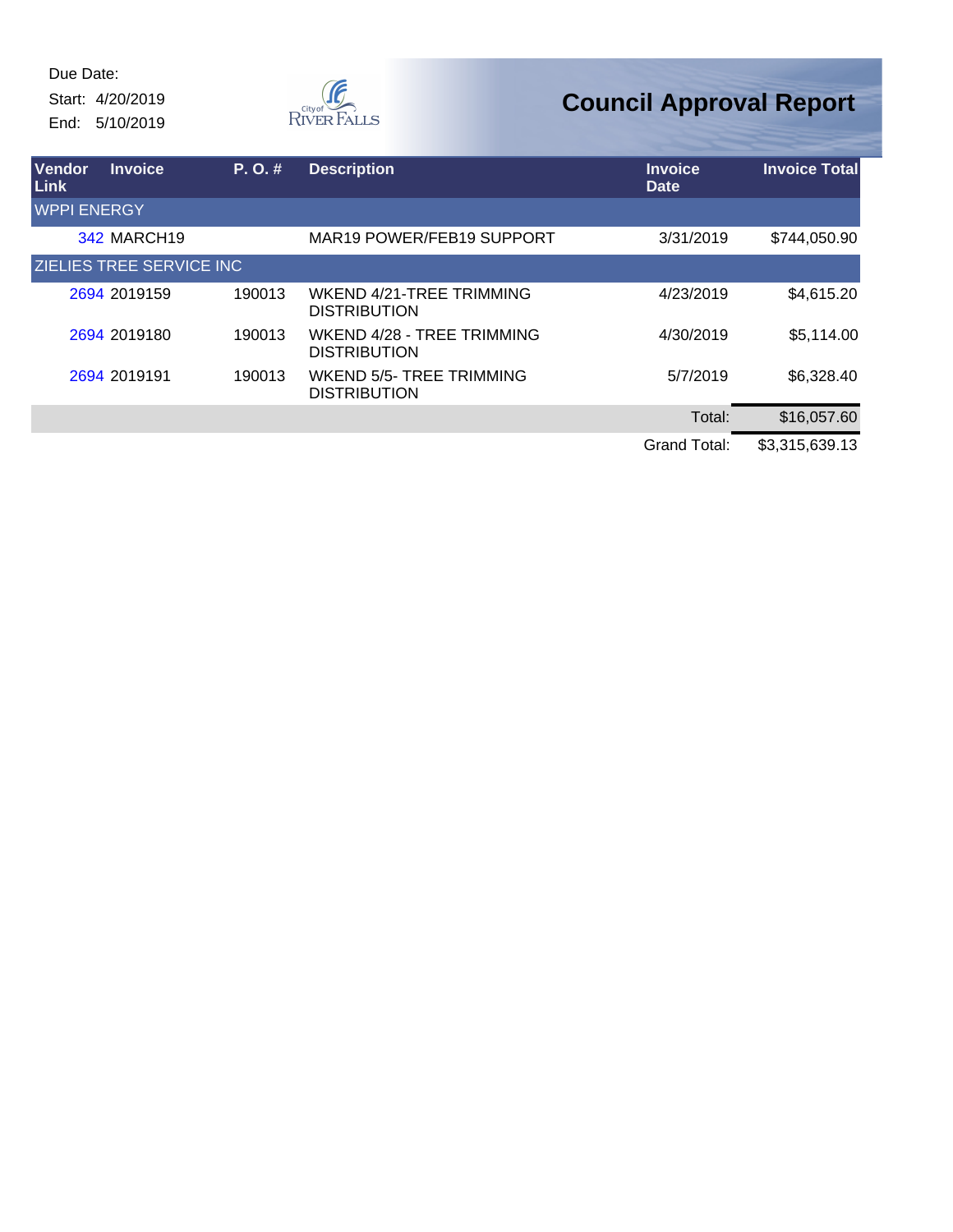Due Date:

Start: 4/20/2019

End: 5/10/2019

# Council Approval Report

| Vendor Link | Invoice | P. O. # | Description | Invoice Date | Invoice Total |
|---|---|---|---|---|---|
| WPPI ENERGY | | | | | |
| 342 | MARCH19 | | MAR19 POWER/FEB19 SUPPORT | 3/31/2019 | $744,050.90 |
| ZIELIES TREE SERVICE INC | | | | | |
| 2694 | 2019159 | 190013 | WKEND 4/21-TREE TRIMMING DISTRIBUTION | 4/23/2019 | $4,615.20 |
| 2694 | 2019180 | 190013 | WKEND 4/28 - TREE TRIMMING DISTRIBUTION | 4/30/2019 | $5,114.00 |
| 2694 | 2019191 | 190013 | WKEND 5/5- TREE TRIMMING DISTRIBUTION | 5/7/2019 | $6,328.40 |
| | | | | Total: | $16,057.60 |
| | | | | Grand Total: | $3,315,639.13 |